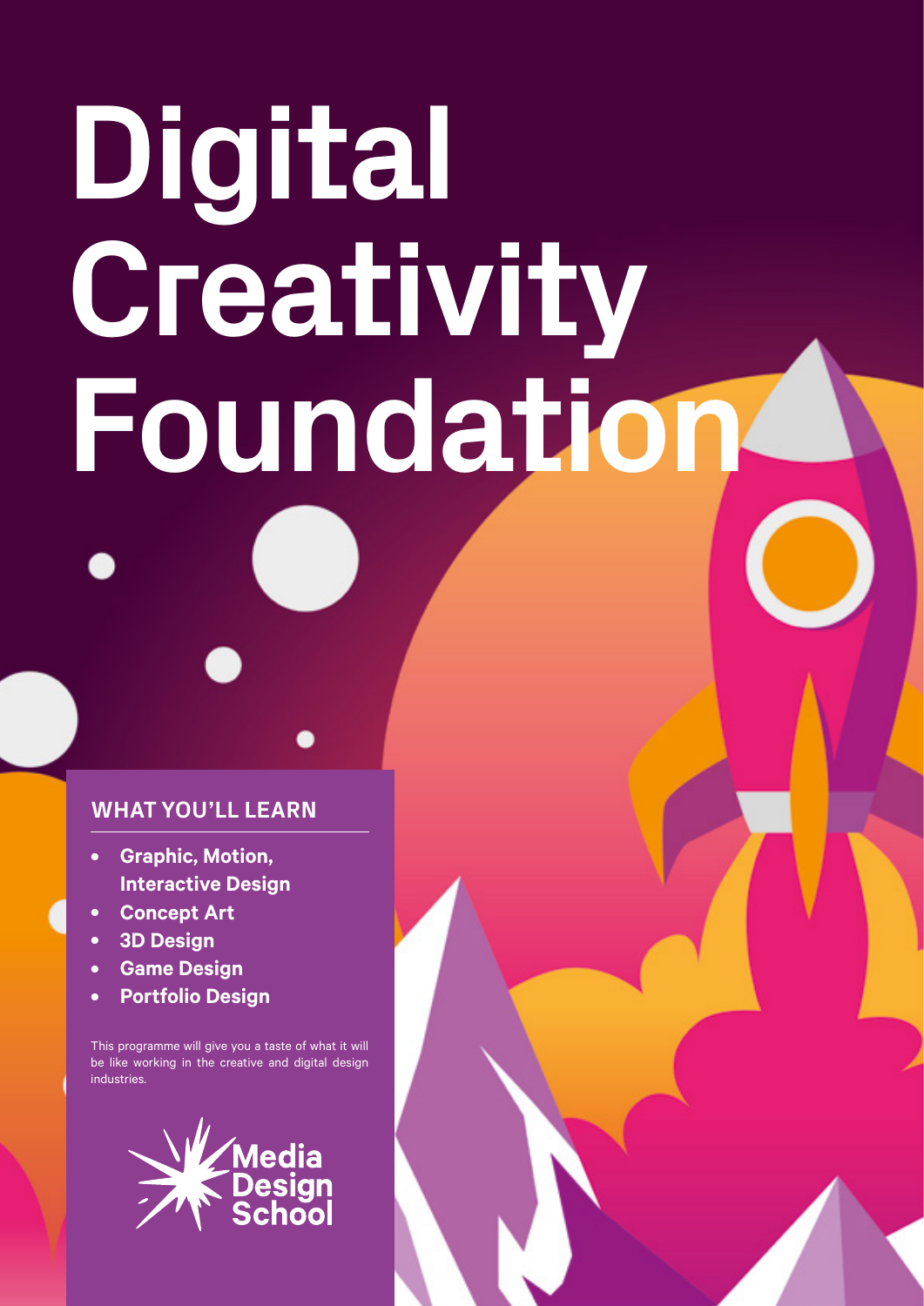# Digital Creativity Foundation

## WHAT YOU'LL LEARN

- **Graphic, Motion, Interactive Design**
- **Concept Art**
- **3D Design**
- **Game Design**
- **Portfolio Design**

This programme will give you a taste of what it will be like working in the creative and digital design industries.

Media Design School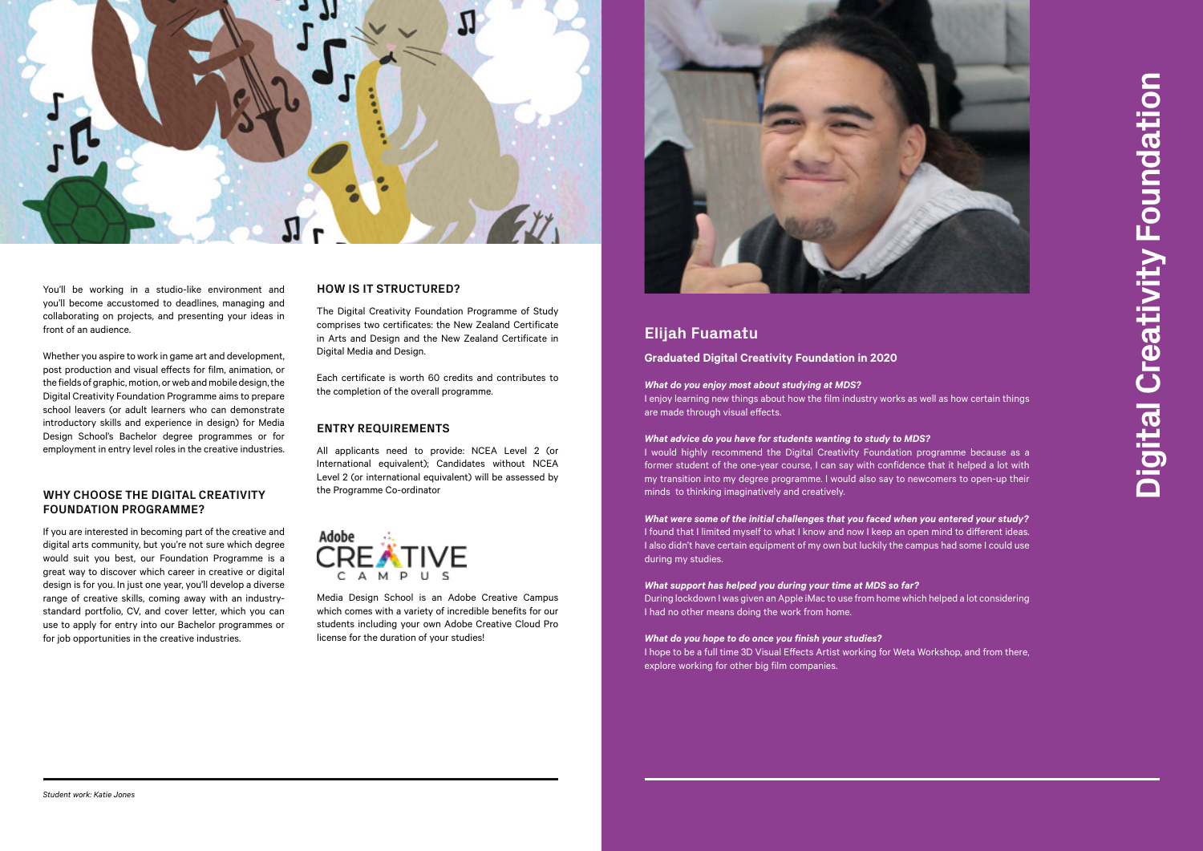# Digital Creativity Foundation

You'll be working in a studio-like environment and you'll become accustomed to deadlines, managing and collaborating on projects, and presenting your ideas in front of an audience.

Whether you aspire to work in game art and development, post production and visual effects for film, animation, or the fields of graphic, motion, or web and mobile design, the Digital Creativity Foundation Programme aims to prepare school leavers (or adult learners who can demonstrate introductory skills and experience in design) for Media Design School's Bachelor degree programmes or for employment in entry level roles in the creative industries.

## WHY CHOOSE THE DIGITAL CREATIVITY FOUNDATION PROGRAMME?

If you are interested in becoming part of the creative and digital arts community, but you're not sure which degree would suit you best, our Foundation Programme is a great way to discover which career in creative or digital design is for you. In just one year, you'll develop a diverse range of creative skills, coming away with an industry-standard portfolio, CV, and cover letter, which you can use to apply for entry into our Bachelor programmes or for job opportunities in the creative industries.

## HOW IS IT STRUCTURED?

The Digital Creativity Foundation Programme of Study comprises two certificates: the New Zealand Certificate in Arts and Design and the New Zealand Certificate in Digital Media and Design.

Each certificate is worth 60 credits and contributes to the completion of the overall programme.

## ENTRY REQUIREMENTS

All applicants need to provide: NCEA Level 2 (or International equivalent); Candidates without NCEA Level 2 (or international equivalent) will be assessed by the Programme Co-ordinator

Adobe CREATIVE CAMPUS

Media Design School is an Adobe Creative Campus which comes with a variety of incredible benefits for our students including your own Adobe Creative Cloud Pro license for the duration of your studies!

*Student work: Katie Jones*

## Elijah Fuamatu

### Graduated Digital Creativity Foundation in 2020

***What do you enjoy most about studying at MDS?***

I enjoy learning new things about how the film industry works as well as how certain things are made through visual effects.

***What advice do you have for students wanting to study to MDS?***

I would highly recommend the Digital Creativity Foundation programme because as a former student of the one-year course, I can say with confidence that it helped a lot with my transition into my degree programme. I would also say to newcomers to open-up their minds to thinking imaginatively and creatively.

***What were some of the initial challenges that you faced when you entered your study?***

I found that I limited myself to what I know and now I keep an open mind to different ideas. I also didn't have certain equipment of my own but luckily the campus had some I could use during my studies.

***What support has helped you during your time at MDS so far?***

During lockdown I was given an Apple iMac to use from home which helped a lot considering I had no other means doing the work from home.

***What do you hope to do once you finish your studies?***

I hope to be a full time 3D Visual Effects Artist working for Weta Workshop, and from there, explore working for other big film companies.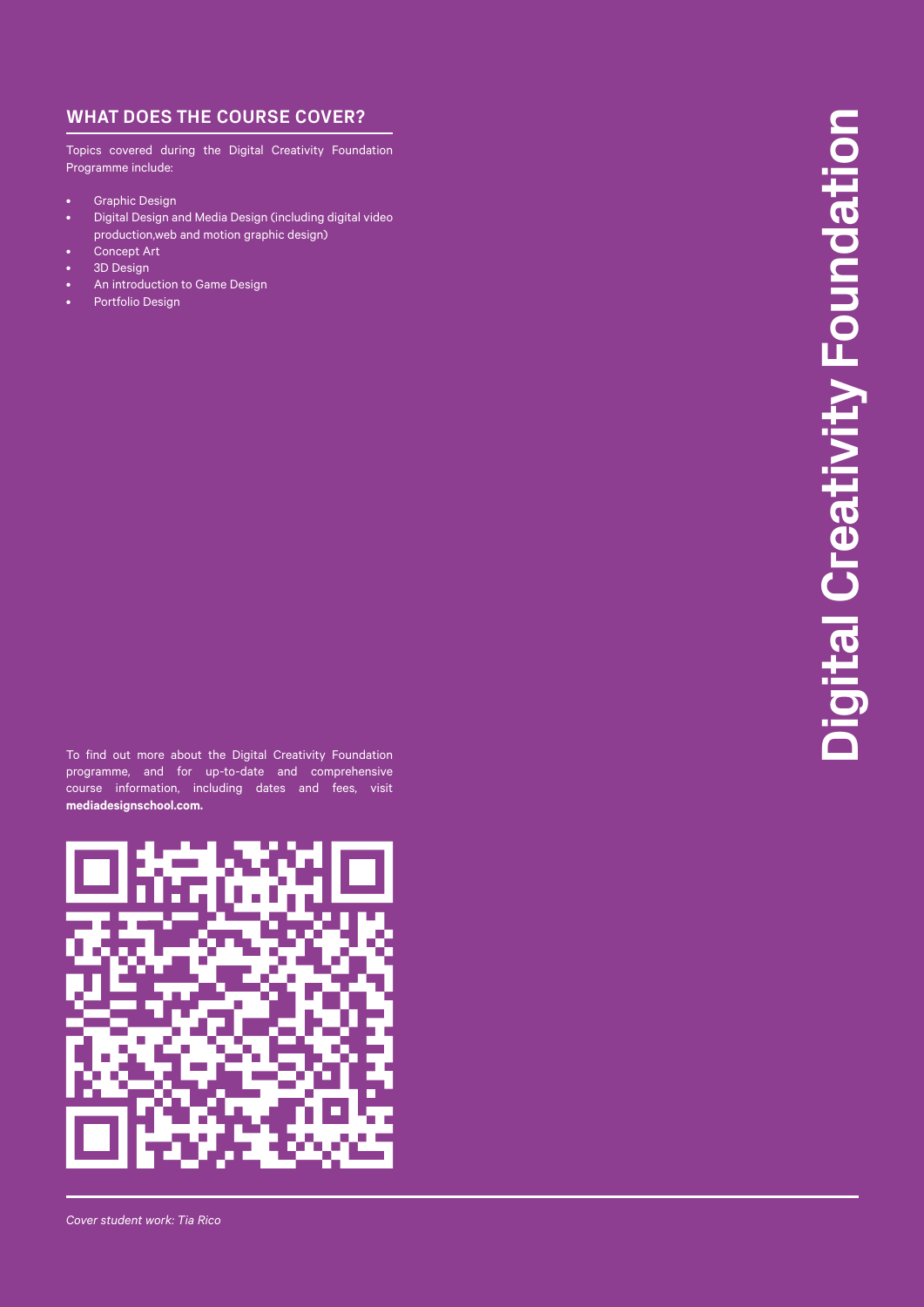# Digital Creativity Foundation

## WHAT DOES THE COURSE COVER?

Topics covered during the Digital Creativity Foundation Programme include:

- Graphic Design
- Digital Design and Media Design (including digital video production,web and motion graphic design)
- Concept Art
- 3D Design
- An introduction to Game Design
- Portfolio Design

To find out more about the Digital Creativity Foundation programme, and for up-to-date and comprehensive course information, including dates and fees, visit **mediadesignschool.com.**

*Cover student work: Tia Rico*